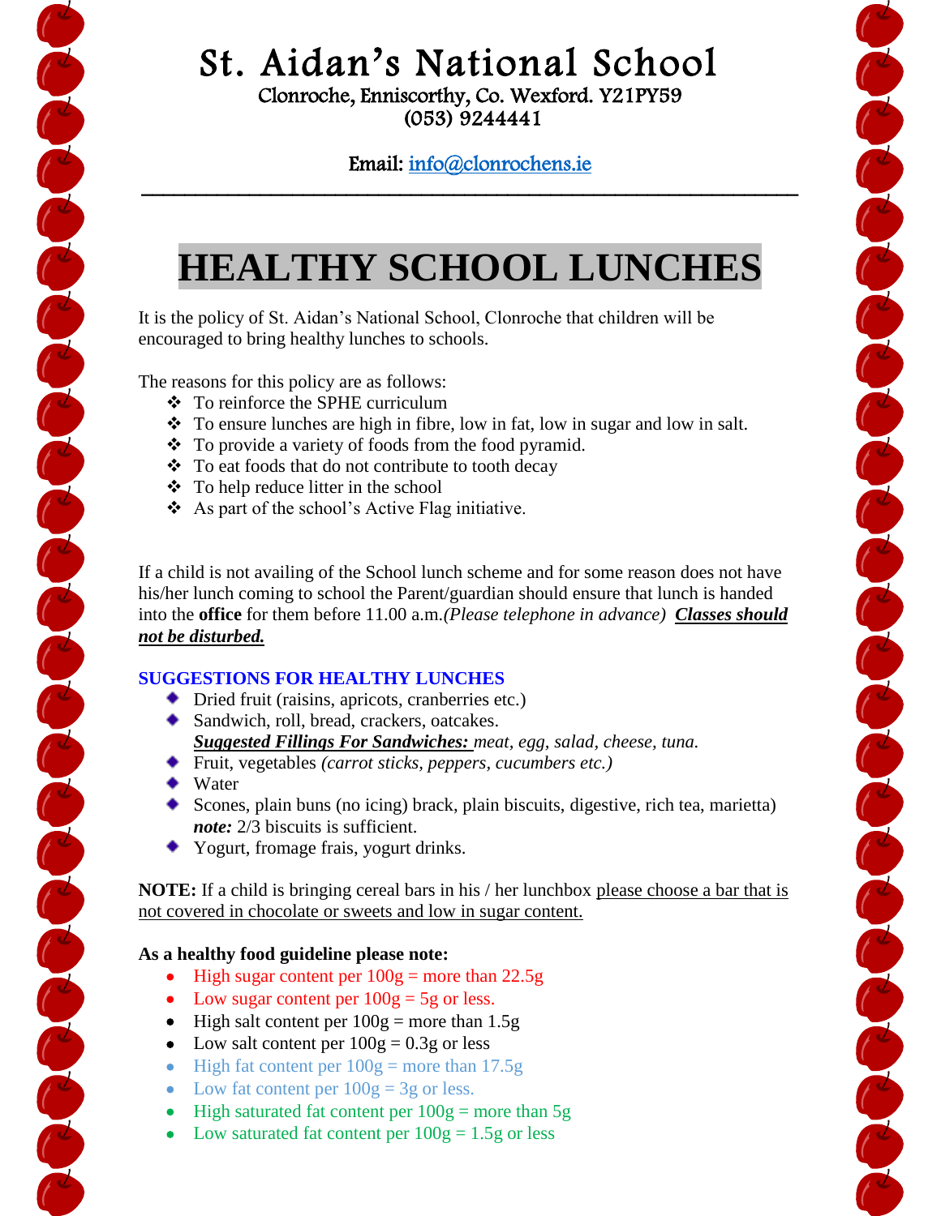# St. Aidan's National School

Clonroche, Enniscorthy, Co. Wexford. Y21PY59
(053) 9244441

Email: info@clonrochens.ie

---

# HEALTHY SCHOOL LUNCHES

It is the policy of St. Aidan's National School, Clonroche that children will be encouraged to bring healthy lunches to schools.

The reasons for this policy are as follows:

- To reinforce the SPHE curriculum
- To ensure lunches are high in fibre, low in fat, low in sugar and low in salt.
- To provide a variety of foods from the food pyramid.
- To eat foods that do not contribute to tooth decay
- To help reduce litter in the school
- As part of the school's Active Flag initiative.

If a child is not availing of the School lunch scheme and for some reason does not have his/her lunch coming to school the Parent/guardian should ensure that lunch is handed into the **office** for them before 11.00 a.m.*(Please telephone in advance)* ***Classes should not be disturbed.***

**SUGGESTIONS FOR HEALTHY LUNCHES**

- Dried fruit (raisins, apricots, cranberries etc.)
- Sandwich, roll, bread, crackers, oatcakes.
  ***Suggested Fillings For Sandwiches:*** *meat, egg, salad, cheese, tuna.*
- Fruit, vegetables *(carrot sticks, peppers, cucumbers etc.)*
- Water
- Scones, plain buns (no icing) brack, plain biscuits, digestive, rich tea, marietta)
  ***note:*** 2/3 biscuits is sufficient.
- Yogurt, fromage frais, yogurt drinks.

**NOTE:** If a child is bringing cereal bars in his / her lunchbox please choose a bar that is not covered in chocolate or sweets and low in sugar content.

**As a healthy food guideline please note:**

- High sugar content per 100g = more than 22.5g
- Low sugar content per 100g = 5g or less.
- High salt content per 100g = more than 1.5g
- Low salt content per 100g = 0.3g or less
- High fat content per 100g = more than 17.5g
- Low fat content per 100g = 3g or less.
- High saturated fat content per 100g = more than 5g
- Low saturated fat content per 100g = 1.5g or less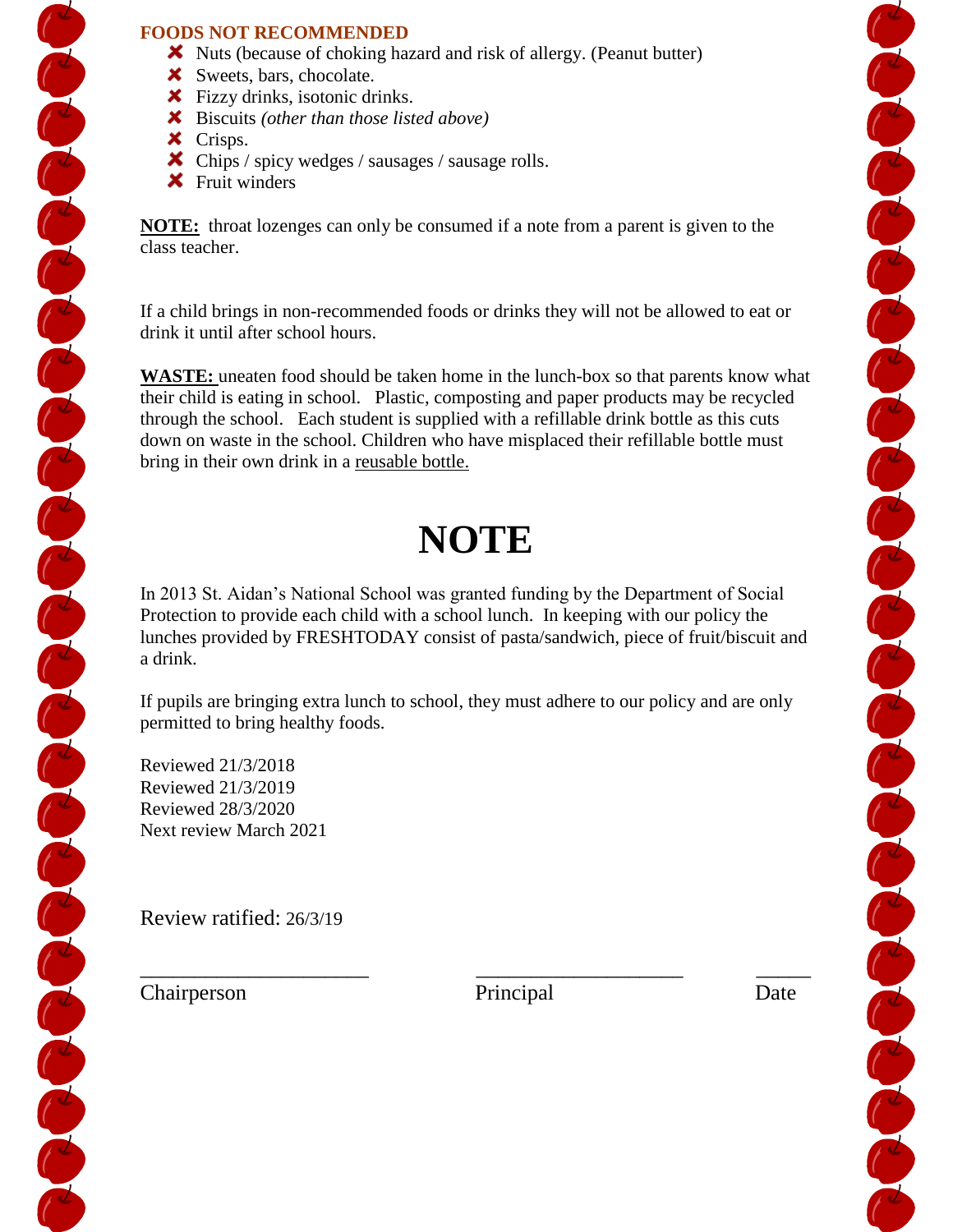**FOODS NOT RECOMMENDED**

- ✖ Nuts (because of choking hazard and risk of allergy. (Peanut butter)
- ✖ Sweets, bars, chocolate.
- ✖ Fizzy drinks, isotonic drinks.
- ✖ Biscuits *(other than those listed above)*
- ✖ Crisps.
- ✖ Chips / spicy wedges / sausages / sausage rolls.
- ✖ Fruit winders

**NOTE:** throat lozenges can only be consumed if a note from a parent is given to the class teacher.

If a child brings in non-recommended foods or drinks they will not be allowed to eat or drink it until after school hours.

**WASTE:** uneaten food should be taken home in the lunch-box so that parents know what their child is eating in school. Plastic, composting and paper products may be recycled through the school. Each student is supplied with a refillable drink bottle as this cuts down on waste in the school. Children who have misplaced their refillable bottle must bring in their own drink in a reusable bottle.

# NOTE

In 2013 St. Aidan's National School was granted funding by the Department of Social Protection to provide each child with a school lunch. In keeping with our policy the lunches provided by FRESHTODAY consist of pasta/sandwich, piece of fruit/biscuit and a drink.

If pupils are bringing extra lunch to school, they must adhere to our policy and are only permitted to bring healthy foods.

Reviewed 21/3/2018
Reviewed 21/3/2019
Reviewed 28/3/2020
Next review March 2021

Review ratified: 26/3/19

\_\_\_\_\_\_\_\_\_\_\_\_\_\_\_\_\_\_\_\_\_\_ \_\_\_\_\_\_\_\_\_\_\_\_\_\_\_\_\_\_\_\_ \_\_\_\_\_

Chairperson Principal Date